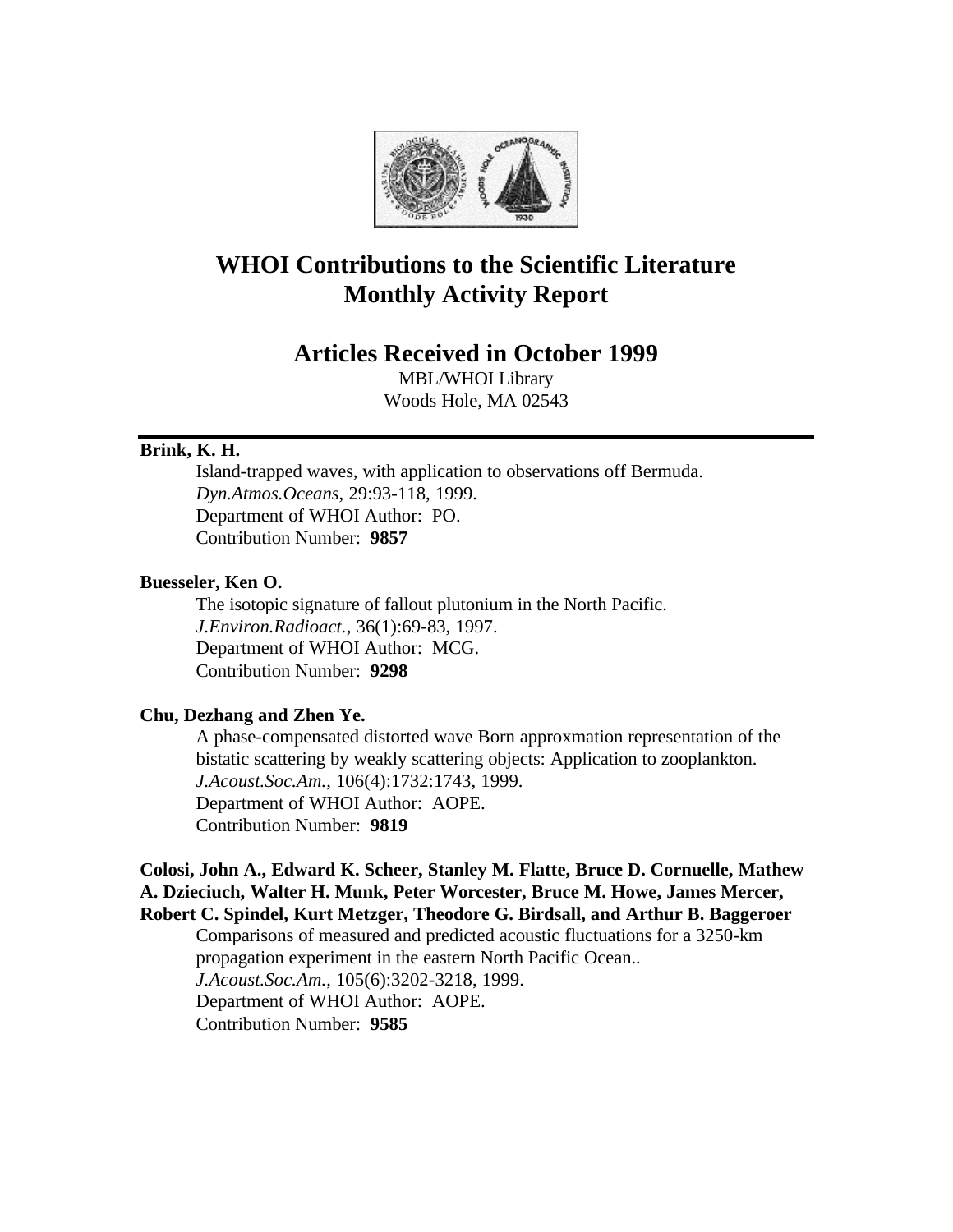# WHOI Contributions to the Scientific Literature Monthly Activity Report

## Articles Received in October 1999

MBL/WHOI Library
Woods Hole, MA 02543

---

**Brink, K. H.**

Island-trapped waves, with application to observations off Bermuda.
*Dyn.Atmos.Oceans*, 29:93-118, 1999.
Department of WHOI Author: PO.
Contribution Number: **9857**

**Buesseler, Ken O.**

The isotopic signature of fallout plutonium in the North Pacific.
*J.Environ.Radioact.*, 36(1):69-83, 1997.
Department of WHOI Author: MCG.
Contribution Number: **9298**

**Chu, Dezhang and Zhen Ye.**

A phase-compensated distorted wave Born approxmation representation of the bistatic scattering by weakly scattering objects: Application to zooplankton.
*J.Acoust.Soc.Am.*, 106(4):1732:1743, 1999.
Department of WHOI Author: AOPE.
Contribution Number: **9819**

**Colosi, John A., Edward K. Scheer, Stanley M. Flatte, Bruce D. Cornuelle, Mathew A. Dzieciuch, Walter H. Munk, Peter Worcester, Bruce M. Howe, James Mercer, Robert C. Spindel, Kurt Metzger, Theodore G. Birdsall, and Arthur B. Baggeroer**

Comparisons of measured and predicted acoustic fluctuations for a 3250-km propagation experiment in the eastern North Pacific Ocean..
*J.Acoust.Soc.Am.*, 105(6):3202-3218, 1999.
Department of WHOI Author: AOPE.
Contribution Number: **9585**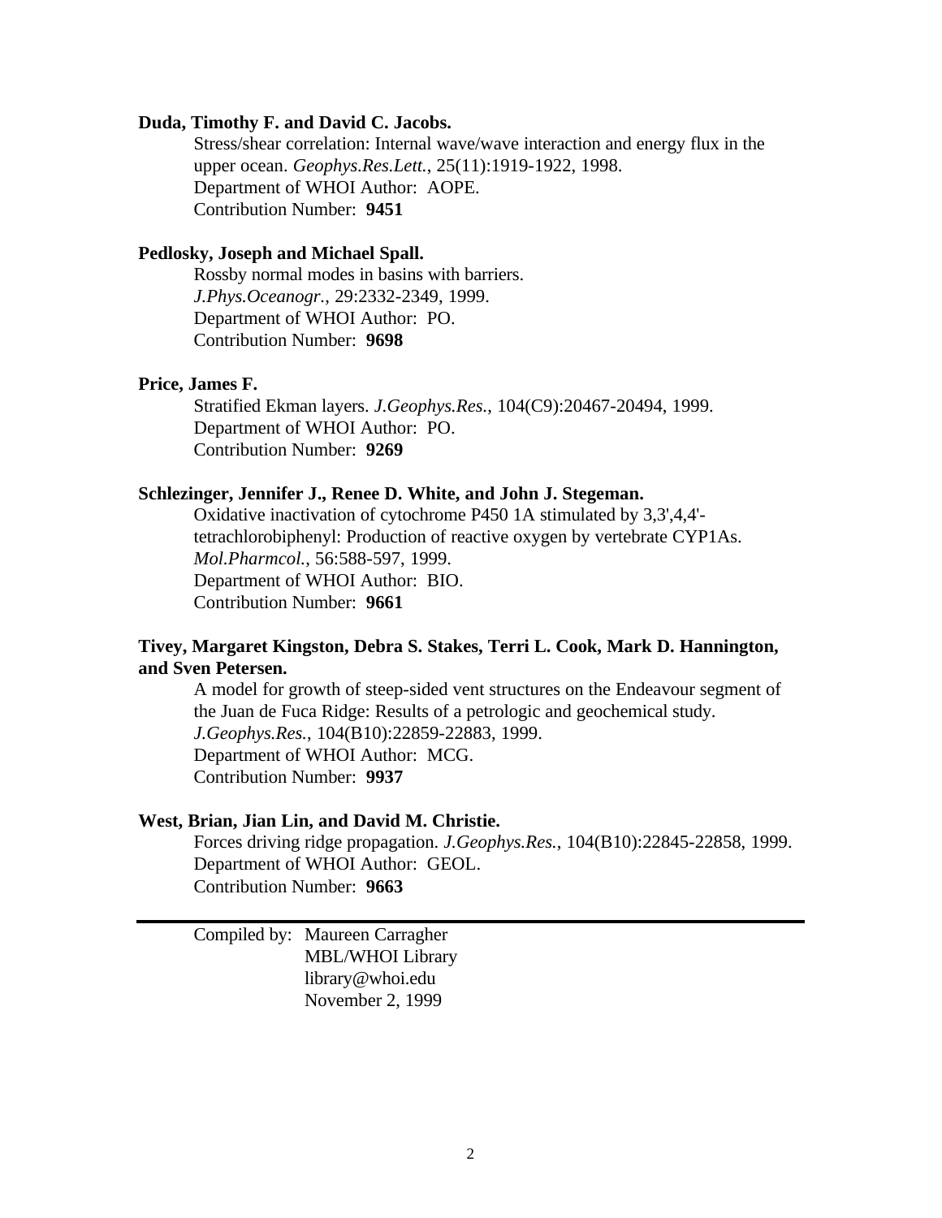**Duda, Timothy F. and David C. Jacobs.**

Stress/shear correlation: Internal wave/wave interaction and energy flux in the upper ocean. *Geophys.Res.Lett.*, 25(11):1919-1922, 1998.
Department of WHOI Author: AOPE.
Contribution Number: **9451**

**Pedlosky, Joseph and Michael Spall.**

Rossby normal modes in basins with barriers. *J.Phys.Oceanogr.*, 29:2332-2349, 1999.
Department of WHOI Author: PO.
Contribution Number: **9698**

**Price, James F.**

Stratified Ekman layers. *J.Geophys.Res.*, 104(C9):20467-20494, 1999.
Department of WHOI Author: PO.
Contribution Number: **9269**

**Schlezinger, Jennifer J., Renee D. White, and John J. Stegeman.**

Oxidative inactivation of cytochrome P450 1A stimulated by 3,3',4,4'-tetrachlorobiphenyl: Production of reactive oxygen by vertebrate CYP1As. *Mol.Pharmcol.*, 56:588-597, 1999.
Department of WHOI Author: BIO.
Contribution Number: **9661**

**Tivey, Margaret Kingston, Debra S. Stakes, Terri L. Cook, Mark D. Hannington, and Sven Petersen.**

A model for growth of steep-sided vent structures on the Endeavour segment of the Juan de Fuca Ridge: Results of a petrologic and geochemical study. *J.Geophys.Res.*, 104(B10):22859-22883, 1999.
Department of WHOI Author: MCG.
Contribution Number: **9937**

**West, Brian, Jian Lin, and David M. Christie.**

Forces driving ridge propagation. *J.Geophys.Res.*, 104(B10):22845-22858, 1999.
Department of WHOI Author: GEOL.
Contribution Number: **9663**

---

Compiled by: Maureen Carragher
MBL/WHOI Library
library@whoi.edu
November 2, 1999